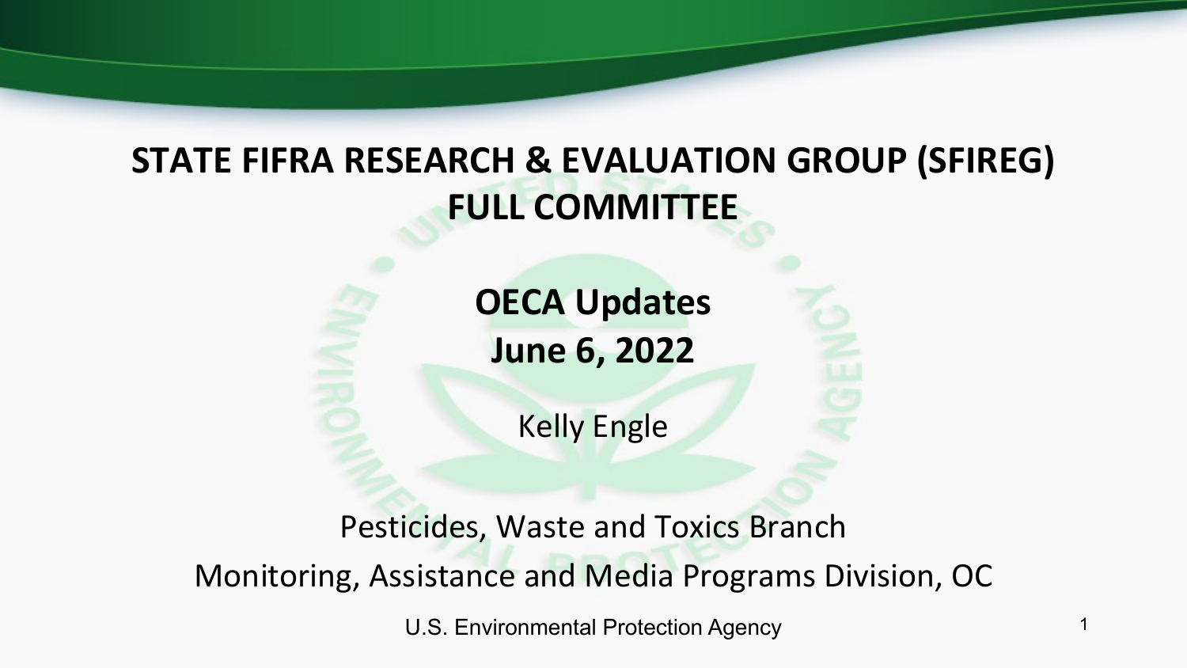# STATE FIFRA RESEARCH & EVALUATION GROUP (SFIREG) FULL COMMITTEE

## OECA Updates
## June 6, 2022

Kelly Engle

Pesticides, Waste and Toxics Branch

Monitoring, Assistance and Media Programs Division, OC

U.S. Environmental Protection Agency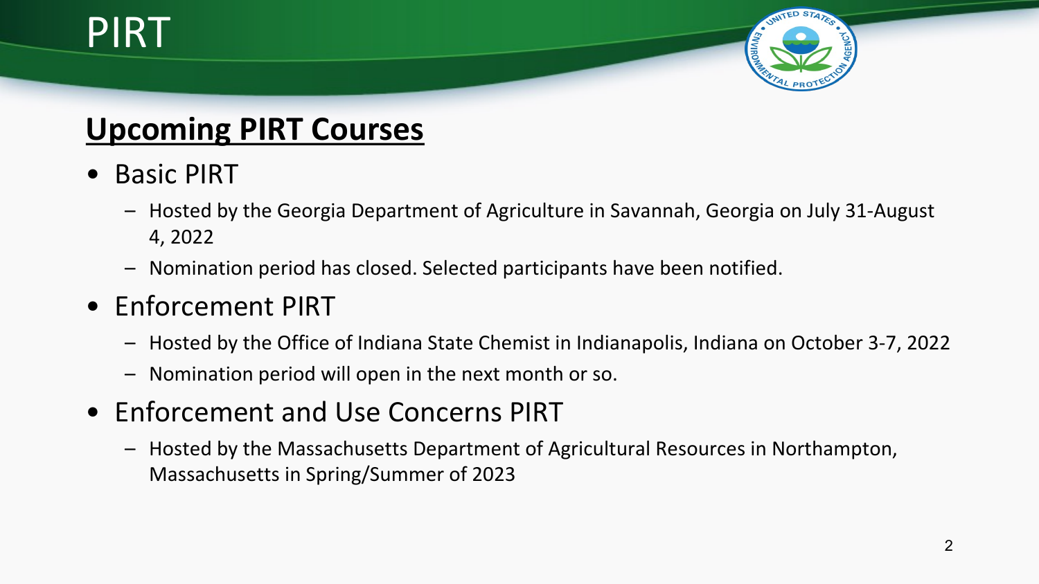# PIRT

## Upcoming PIRT Courses

- Basic PIRT
  - Hosted by the Georgia Department of Agriculture in Savannah, Georgia on July 31-August 4, 2022
  - Nomination period has closed. Selected participants have been notified.
- Enforcement PIRT
  - Hosted by the Office of Indiana State Chemist in Indianapolis, Indiana on October 3-7, 2022
  - Nomination period will open in the next month or so.
- Enforcement and Use Concerns PIRT
  - Hosted by the Massachusetts Department of Agricultural Resources in Northampton, Massachusetts in Spring/Summer of 2023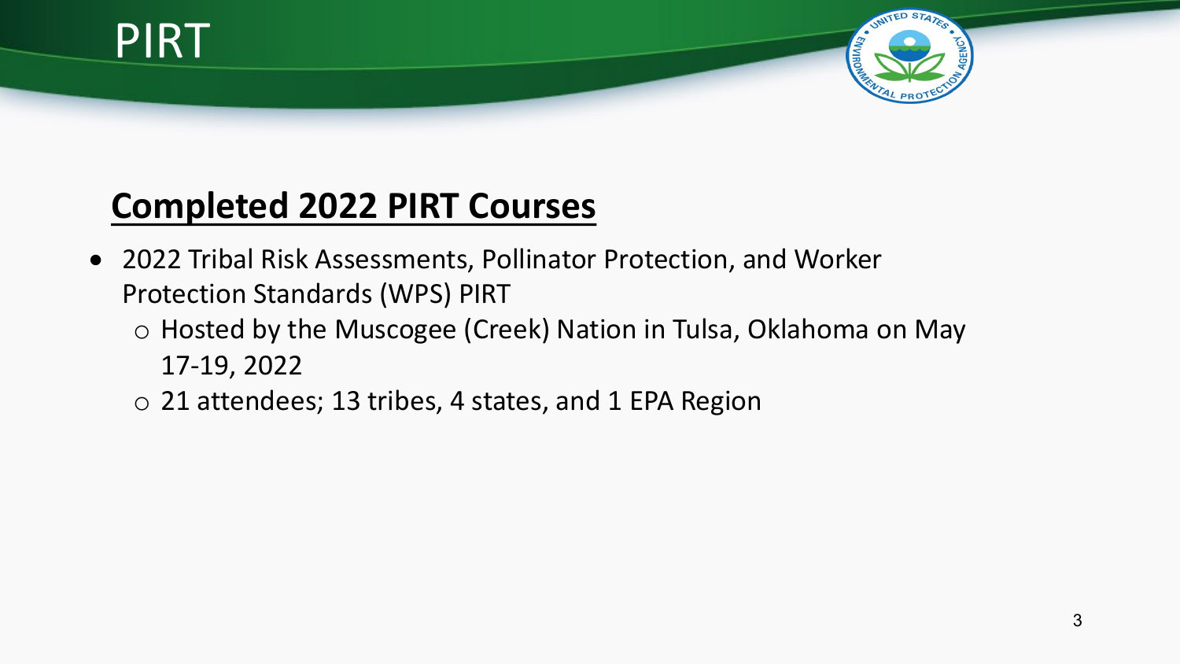# PIRT

## Completed 2022 PIRT Courses

- 2022 Tribal Risk Assessments, Pollinator Protection, and Worker Protection Standards (WPS) PIRT
  - Hosted by the Muscogee (Creek) Nation in Tulsa, Oklahoma on May 17-19, 2022
  - 21 attendees; 13 tribes, 4 states, and 1 EPA Region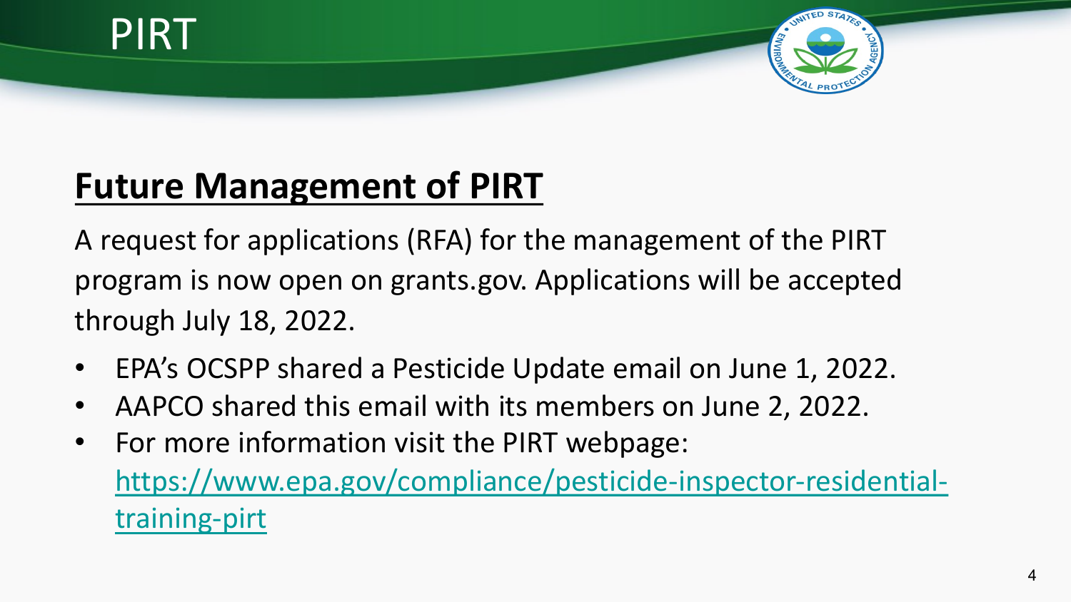# PIRT

## Future Management of PIRT

A request for applications (RFA) for the management of the PIRT program is now open on grants.gov. Applications will be accepted through July 18, 2022.

- EPA's OCSPP shared a Pesticide Update email on June 1, 2022.
- AAPCO shared this email with its members on June 2, 2022.
- For more information visit the PIRT webpage: [https://www.epa.gov/compliance/pesticide-inspector-residential-training-pirt](https://www.epa.gov/compliance/pesticide-inspector-residential-training-pirt)